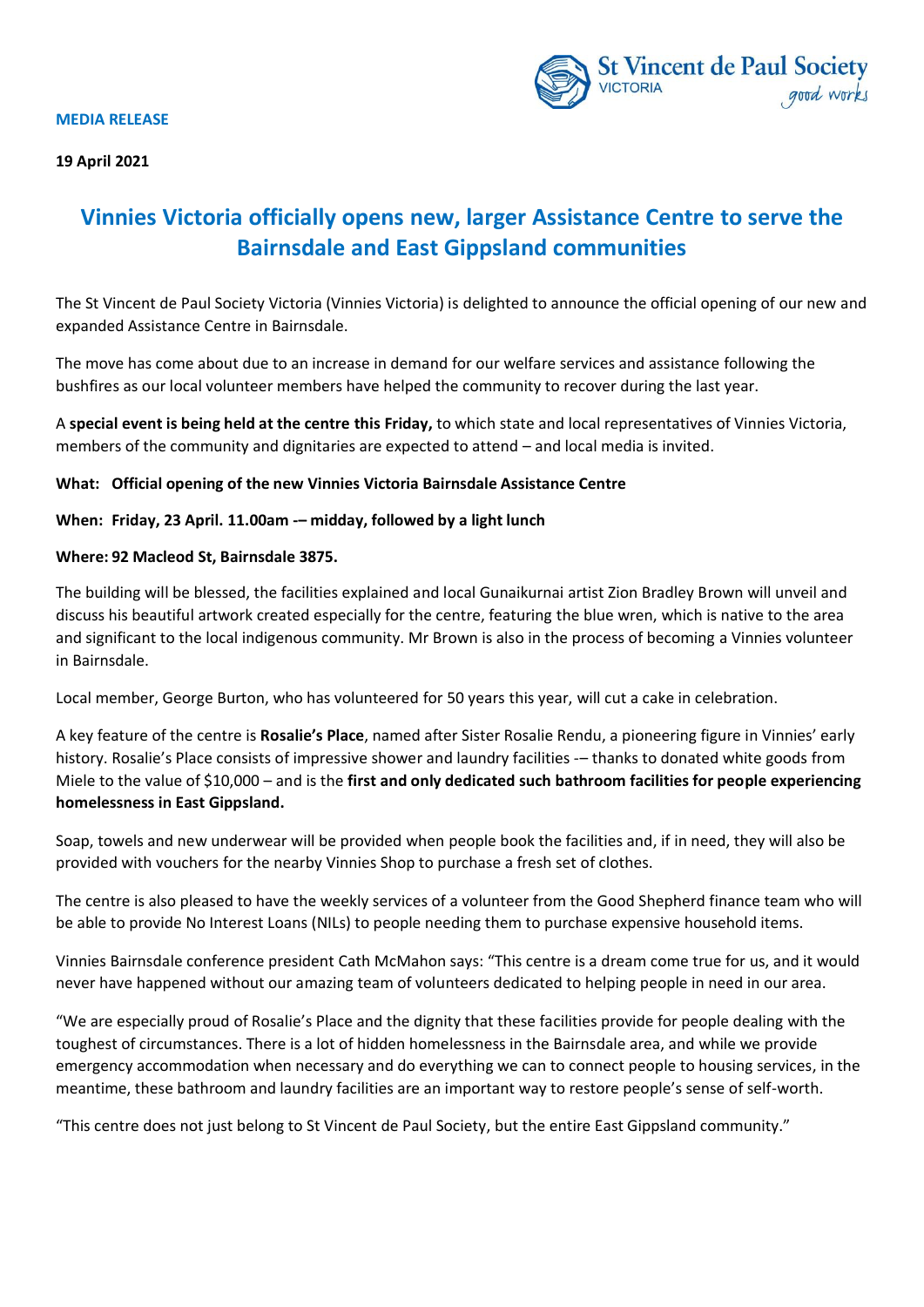**MEDIA RELEASE**

**19 April 2021**

# Vinnies Victoria officially opens new, larger Assistance Centre to serve the Bairnsdale and East Gippsland communities

The St Vincent de Paul Society Victoria (Vinnies Victoria) is delighted to announce the official opening of our new and expanded Assistance Centre in Bairnsdale.

The move has come about due to an increase in demand for our welfare services and assistance following the bushfires as our local volunteer members have helped the community to recover during the last year.

A **special event is being held at the centre this Friday,** to which state and local representatives of Vinnies Victoria, members of the community and dignitaries are expected to attend – and local media is invited.

**What: Official opening of the new Vinnies Victoria Bairnsdale Assistance Centre**

**When: Friday, 23 April. 11.00am -– midday, followed by a light lunch**

**Where: 92 Macleod St, Bairnsdale 3875.**

The building will be blessed, the facilities explained and local Gunaikurnai artist Zion Bradley Brown will unveil and discuss his beautiful artwork created especially for the centre, featuring the blue wren, which is native to the area and significant to the local indigenous community. Mr Brown is also in the process of becoming a Vinnies volunteer in Bairnsdale.

Local member, George Burton, who has volunteered for 50 years this year, will cut a cake in celebration.

A key feature of the centre is **Rosalie's Place**, named after Sister Rosalie Rendu, a pioneering figure in Vinnies' early history. Rosalie's Place consists of impressive shower and laundry facilities -– thanks to donated white goods from Miele to the value of $10,000 – and is the **first and only dedicated such bathroom facilities for people experiencing homelessness in East Gippsland.**

Soap, towels and new underwear will be provided when people book the facilities and, if in need, they will also be provided with vouchers for the nearby Vinnies Shop to purchase a fresh set of clothes.

The centre is also pleased to have the weekly services of a volunteer from the Good Shepherd finance team who will be able to provide No Interest Loans (NILs) to people needing them to purchase expensive household items.

Vinnies Bairnsdale conference president Cath McMahon says: "This centre is a dream come true for us, and it would never have happened without our amazing team of volunteers dedicated to helping people in need in our area.

"We are especially proud of Rosalie's Place and the dignity that these facilities provide for people dealing with the toughest of circumstances. There is a lot of hidden homelessness in the Bairnsdale area, and while we provide emergency accommodation when necessary and do everything we can to connect people to housing services, in the meantime, these bathroom and laundry facilities are an important way to restore people's sense of self-worth.

"This centre does not just belong to St Vincent de Paul Society, but the entire East Gippsland community."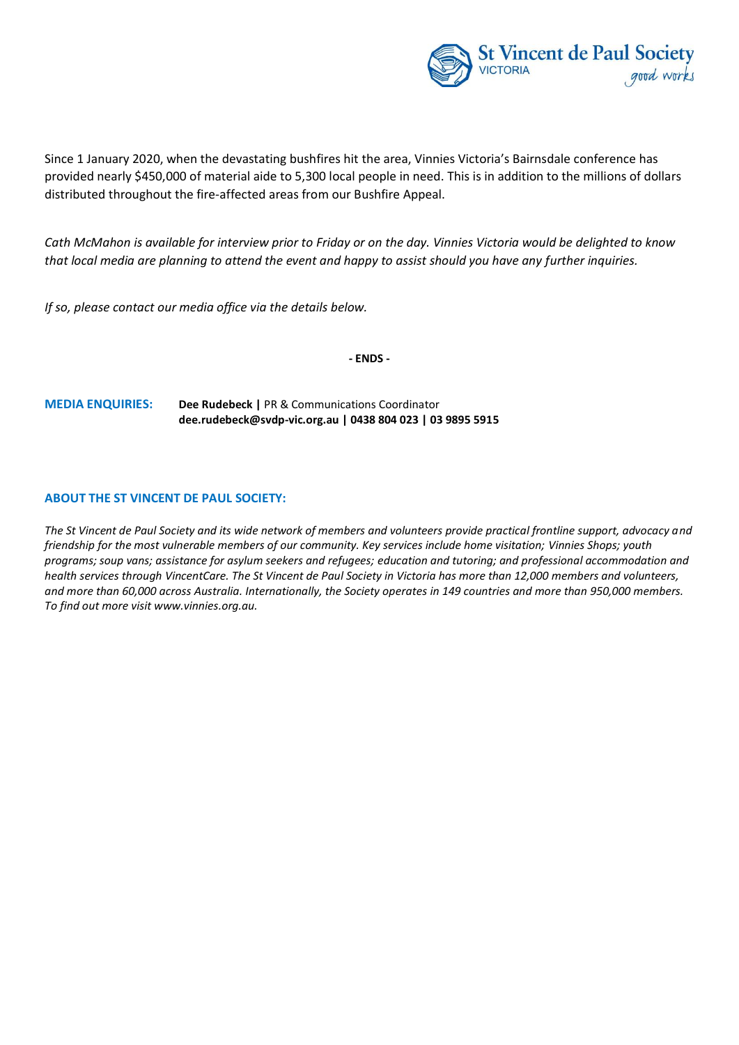Since 1 January 2020, when the devastating bushfires hit the area, Vinnies Victoria's Bairnsdale conference has provided nearly $450,000 of material aide to 5,300 local people in need. This is in addition to the millions of dollars distributed throughout the fire-affected areas from our Bushfire Appeal.

*Cath McMahon is available for interview prior to Friday or on the day. Vinnies Victoria would be delighted to know that local media are planning to attend the event and happy to assist should you have any further inquiries.*

*If so, please contact our media office via the details below.*

**- ENDS -**

**MEDIA ENQUIRIES:** **Dee Rudebeck |** PR & Communications Coordinator
**dee.rudebeck@svdp-vic.org.au | 0438 804 023 | 03 9895 5915**

**ABOUT THE ST VINCENT DE PAUL SOCIETY:**

*The St Vincent de Paul Society and its wide network of members and volunteers provide practical frontline support, advocacy and friendship for the most vulnerable members of our community. Key services include home visitation; Vinnies Shops; youth programs; soup vans; assistance for asylum seekers and refugees; education and tutoring; and professional accommodation and health services through VincentCare. The St Vincent de Paul Society in Victoria has more than 12,000 members and volunteers, and more than 60,000 across Australia. Internationally, the Society operates in 149 countries and more than 950,000 members. To find out more visit www.vinnies.org.au.*